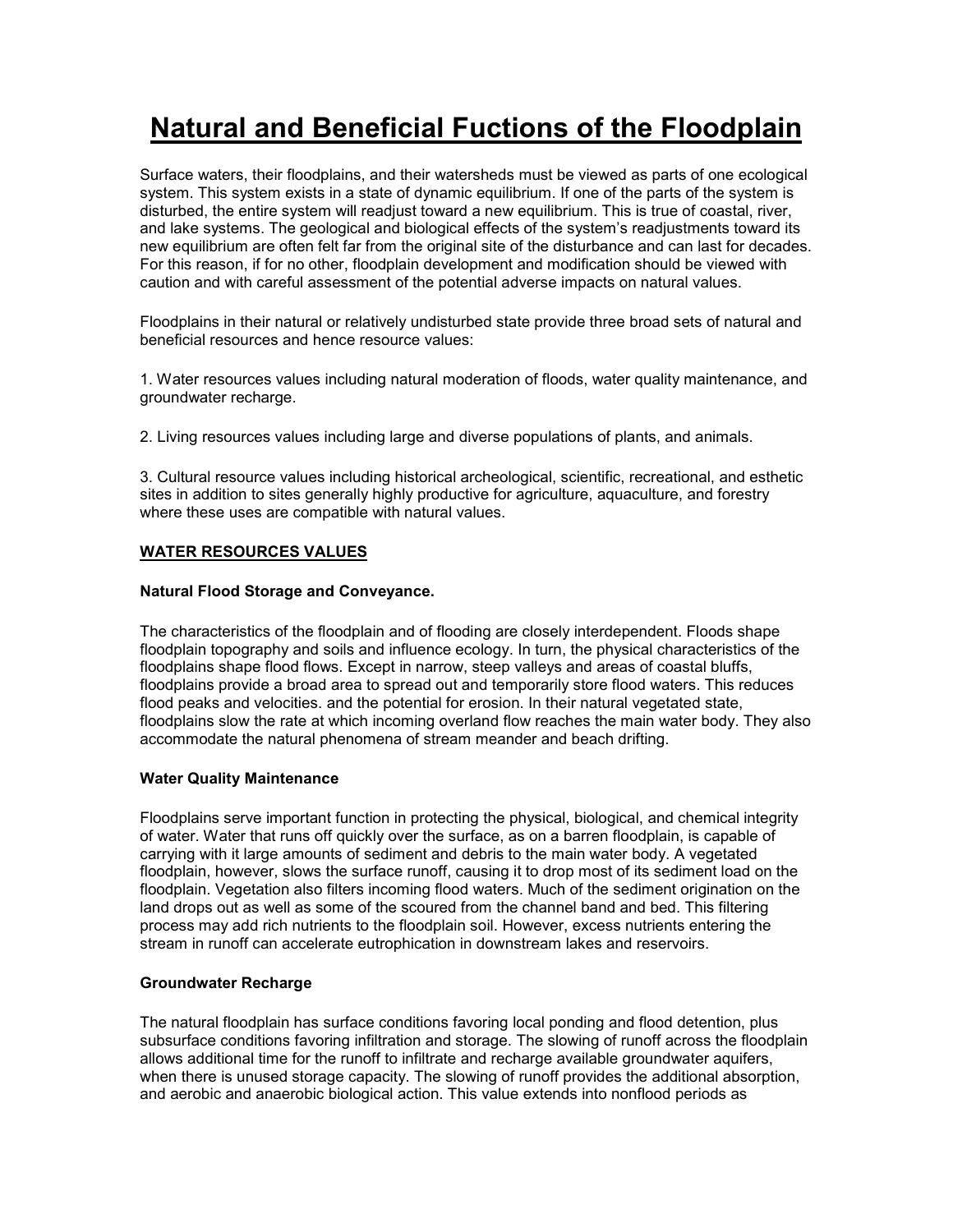# Natural and Beneficial Fuctions of the Floodplain

Surface waters, their floodplains, and their watersheds must be viewed as parts of one ecological system. This system exists in a state of dynamic equilibrium. If one of the parts of the system is disturbed, the entire system will readjust toward a new equilibrium. This is true of coastal, river, and lake systems. The geological and biological effects of the system's readjustments toward its new equilibrium are often felt far from the original site of the disturbance and can last for decades. For this reason, if for no other, floodplain development and modification should be viewed with caution and with careful assessment of the potential adverse impacts on natural values.

Floodplains in their natural or relatively undisturbed state provide three broad sets of natural and beneficial resources and hence resource values:

1. Water resources values including natural moderation of floods, water quality maintenance, and groundwater recharge.

2. Living resources values including large and diverse populations of plants, and animals.

3. Cultural resource values including historical archeological, scientific, recreational, and esthetic sites in addition to sites generally highly productive for agriculture, aquaculture, and forestry where these uses are compatible with natural values.

## WATER RESOURCES VALUES

### Natural Flood Storage and Conveyance.

The characteristics of the floodplain and of flooding are closely interdependent. Floods shape floodplain topography and soils and influence ecology. In turn, the physical characteristics of the floodplains shape flood flows. Except in narrow, steep valleys and areas of coastal bluffs, floodplains provide a broad area to spread out and temporarily store flood waters. This reduces flood peaks and velocities. and the potential for erosion. In their natural vegetated state, floodplains slow the rate at which incoming overland flow reaches the main water body. They also accommodate the natural phenomena of stream meander and beach drifting.

### Water Quality Maintenance

Floodplains serve important function in protecting the physical, biological, and chemical integrity of water. Water that runs off quickly over the surface, as on a barren floodplain, is capable of carrying with it large amounts of sediment and debris to the main water body. A vegetated floodplain, however, slows the surface runoff, causing it to drop most of its sediment load on the floodplain. Vegetation also filters incoming flood waters. Much of the sediment origination on the land drops out as well as some of the scoured from the channel band and bed. This filtering process may add rich nutrients to the floodplain soil. However, excess nutrients entering the stream in runoff can accelerate eutrophication in downstream lakes and reservoirs.

### Groundwater Recharge

The natural floodplain has surface conditions favoring local ponding and flood detention, plus subsurface conditions favoring infiltration and storage. The slowing of runoff across the floodplain allows additional time for the runoff to infiltrate and recharge available groundwater aquifers, when there is unused storage capacity. The slowing of runoff provides the additional absorption, and aerobic and anaerobic biological action. This value extends into nonflood periods as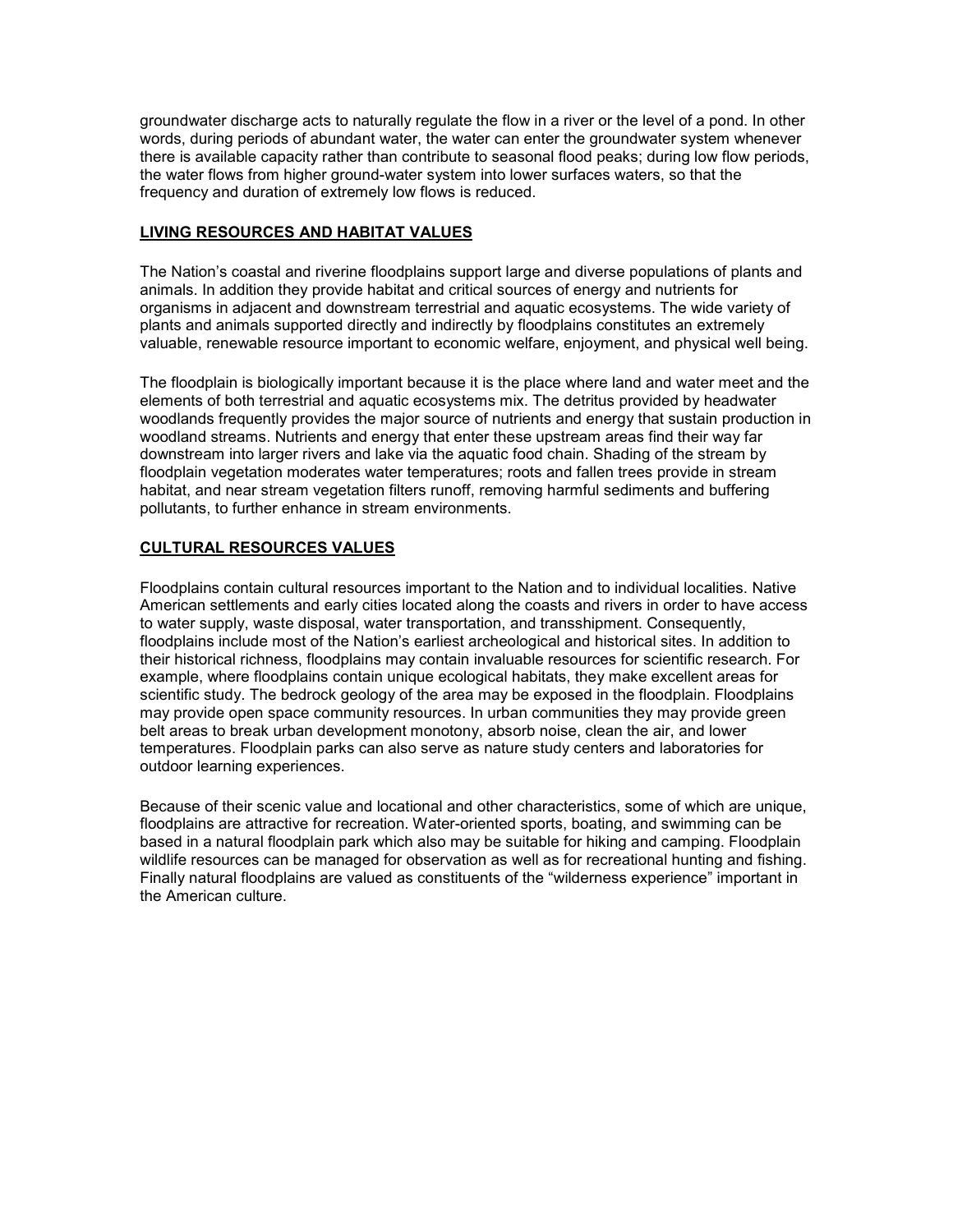groundwater discharge acts to naturally regulate the flow in a river or the level of a pond. In other words, during periods of abundant water, the water can enter the groundwater system whenever there is available capacity rather than contribute to seasonal flood peaks; during low flow periods, the water flows from higher ground-water system into lower surfaces waters, so that the frequency and duration of extremely low flows is reduced.

## LIVING RESOURCES AND HABITAT VALUES

The Nation's coastal and riverine floodplains support large and diverse populations of plants and animals. In addition they provide habitat and critical sources of energy and nutrients for organisms in adjacent and downstream terrestrial and aquatic ecosystems. The wide variety of plants and animals supported directly and indirectly by floodplains constitutes an extremely valuable, renewable resource important to economic welfare, enjoyment, and physical well being.

The floodplain is biologically important because it is the place where land and water meet and the elements of both terrestrial and aquatic ecosystems mix. The detritus provided by headwater woodlands frequently provides the major source of nutrients and energy that sustain production in woodland streams. Nutrients and energy that enter these upstream areas find their way far downstream into larger rivers and lake via the aquatic food chain. Shading of the stream by floodplain vegetation moderates water temperatures; roots and fallen trees provide in stream habitat, and near stream vegetation filters runoff, removing harmful sediments and buffering pollutants, to further enhance in stream environments.

## CULTURAL RESOURCES VALUES

Floodplains contain cultural resources important to the Nation and to individual localities. Native American settlements and early cities located along the coasts and rivers in order to have access to water supply, waste disposal, water transportation, and transshipment. Consequently, floodplains include most of the Nation's earliest archeological and historical sites. In addition to their historical richness, floodplains may contain invaluable resources for scientific research. For example, where floodplains contain unique ecological habitats, they make excellent areas for scientific study. The bedrock geology of the area may be exposed in the floodplain. Floodplains may provide open space community resources. In urban communities they may provide green belt areas to break urban development monotony, absorb noise, clean the air, and lower temperatures. Floodplain parks can also serve as nature study centers and laboratories for outdoor learning experiences.

Because of their scenic value and locational and other characteristics, some of which are unique, floodplains are attractive for recreation. Water-oriented sports, boating, and swimming can be based in a natural floodplain park which also may be suitable for hiking and camping. Floodplain wildlife resources can be managed for observation as well as for recreational hunting and fishing. Finally natural floodplains are valued as constituents of the "wilderness experience" important in the American culture.